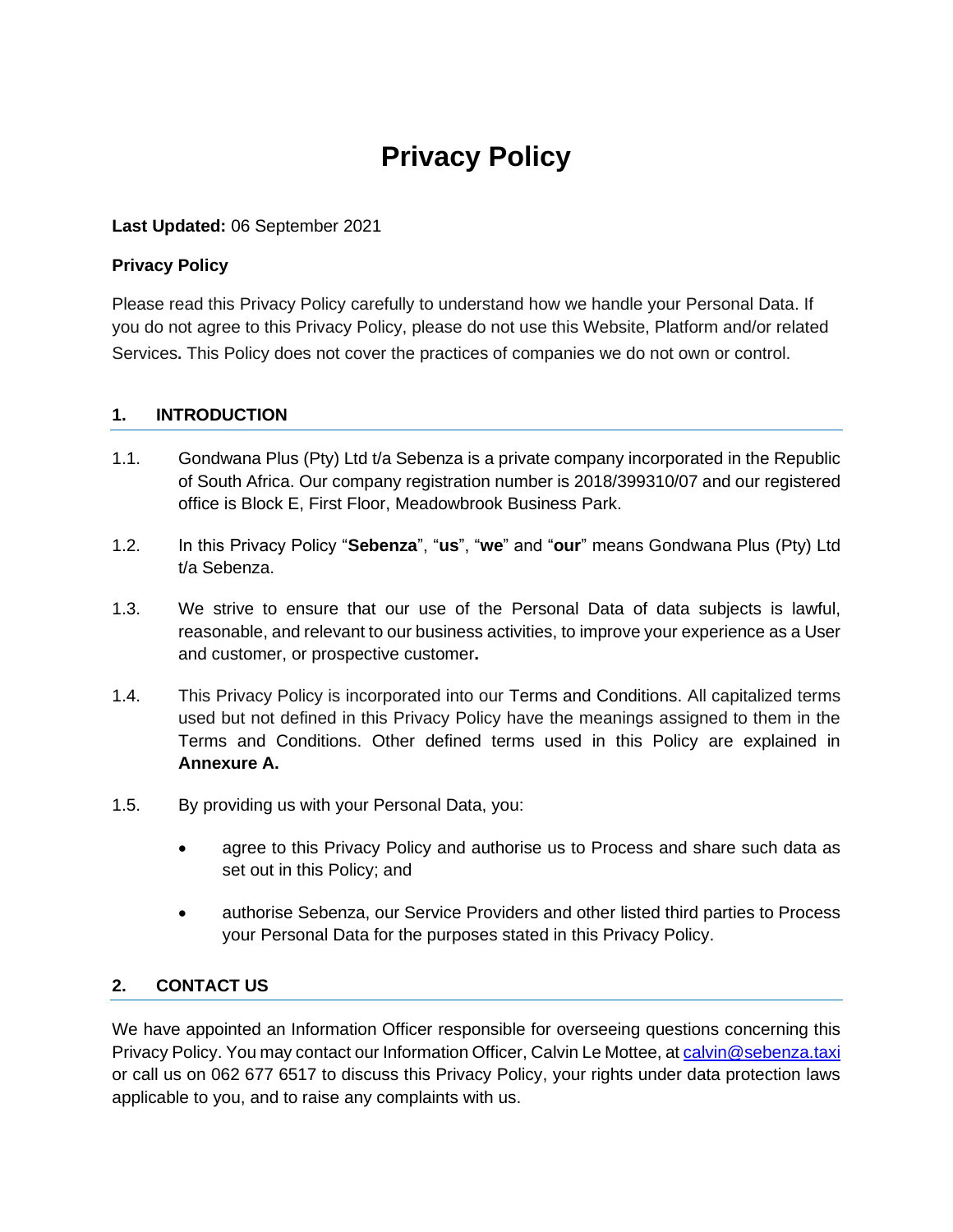# Privacy Policy

**Last Updated:** 06 September 2021

**Privacy Policy**

Please read this Privacy Policy carefully to understand how we handle your Personal Data. If you do not agree to this Privacy Policy, please do not use this Website, Platform and/or related Services. This Policy does not cover the practices of companies we do not own or control.

## 1. INTRODUCTION

1.1. Gondwana Plus (Pty) Ltd t/a Sebenza is a private company incorporated in the Republic of South Africa. Our company registration number is 2018/399310/07 and our registered office is Block E, First Floor, Meadowbrook Business Park.

1.2. In this Privacy Policy "**Sebenza**", "**us**", "**we**" and "**our**" means Gondwana Plus (Pty) Ltd t/a Sebenza.

1.3. We strive to ensure that our use of the Personal Data of data subjects is lawful, reasonable, and relevant to our business activities, to improve your experience as a User and customer, or prospective customer**.**

1.4. This Privacy Policy is incorporated into our Terms and Conditions. All capitalized terms used but not defined in this Privacy Policy have the meanings assigned to them in the Terms and Conditions. Other defined terms used in this Policy are explained in **Annexure A.**

1.5. By providing us with your Personal Data, you:

- agree to this Privacy Policy and authorise us to Process and share such data as set out in this Policy; and
- authorise Sebenza, our Service Providers and other listed third parties to Process your Personal Data for the purposes stated in this Privacy Policy.

## 2. CONTACT US

We have appointed an Information Officer responsible for overseeing questions concerning this Privacy Policy. You may contact our Information Officer, Calvin Le Mottee, at calvin@sebenza.taxi or call us on 062 677 6517 to discuss this Privacy Policy, your rights under data protection laws applicable to you, and to raise any complaints with us.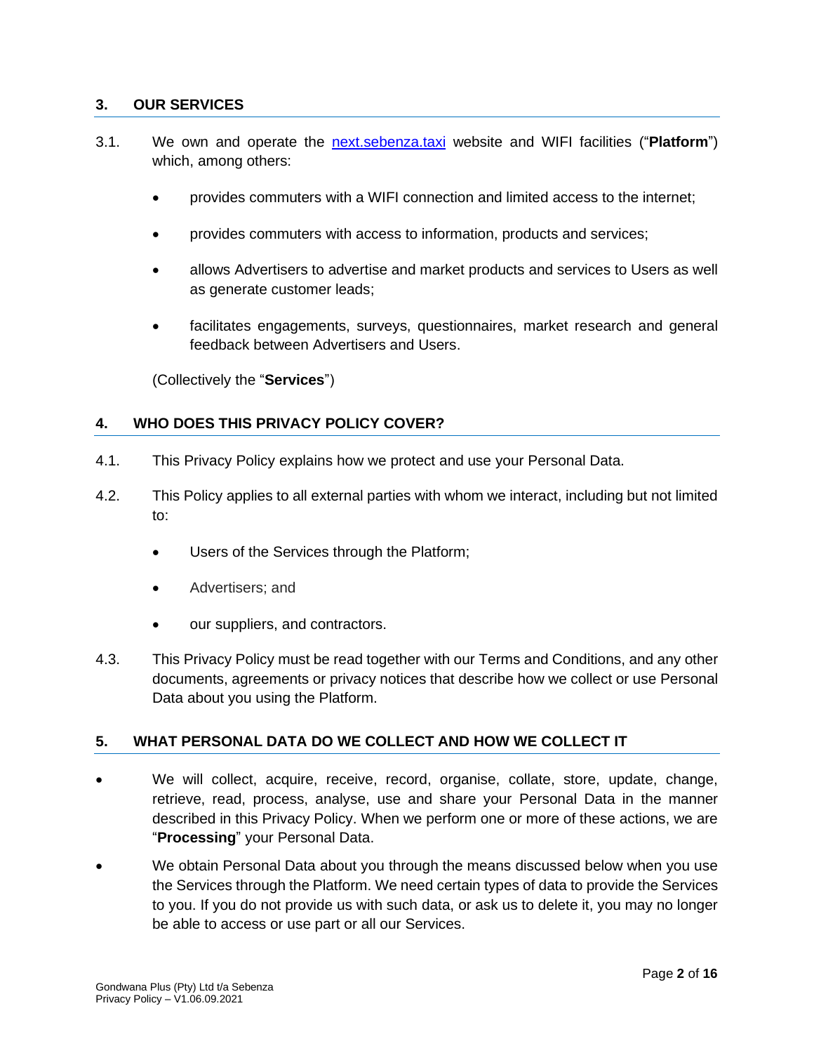## 3. OUR SERVICES

3.1. We own and operate the [next.sebenza.taxi](next.sebenza.taxi) website and WIFI facilities ("**Platform**") which, among others:

- provides commuters with a WIFI connection and limited access to the internet;
- provides commuters with access to information, products and services;
- allows Advertisers to advertise and market products and services to Users as well as generate customer leads;
- facilitates engagements, surveys, questionnaires, market research and general feedback between Advertisers and Users.

(Collectively the "**Services**")

## 4. WHO DOES THIS PRIVACY POLICY COVER?

4.1. This Privacy Policy explains how we protect and use your Personal Data.

4.2. This Policy applies to all external parties with whom we interact, including but not limited to:

- Users of the Services through the Platform;
- Advertisers; and
- our suppliers, and contractors.

4.3. This Privacy Policy must be read together with our Terms and Conditions, and any other documents, agreements or privacy notices that describe how we collect or use Personal Data about you using the Platform.

## 5. WHAT PERSONAL DATA DO WE COLLECT AND HOW WE COLLECT IT

- We will collect, acquire, receive, record, organise, collate, store, update, change, retrieve, read, process, analyse, use and share your Personal Data in the manner described in this Privacy Policy. When we perform one or more of these actions, we are "**Processing**" your Personal Data.
- We obtain Personal Data about you through the means discussed below when you use the Services through the Platform. We need certain types of data to provide the Services to you. If you do not provide us with such data, or ask us to delete it, you may no longer be able to access or use part or all our Services.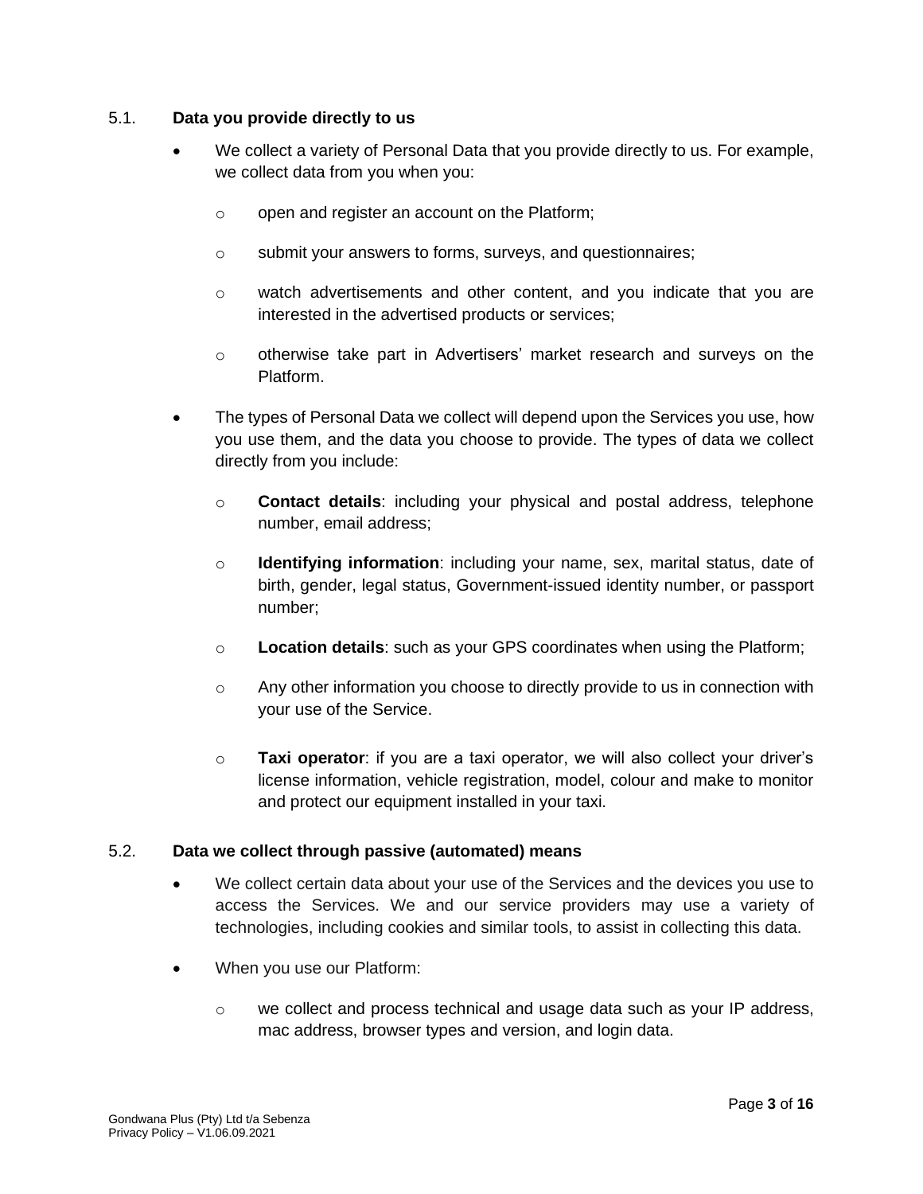### 5.1. Data you provide directly to us

- We collect a variety of Personal Data that you provide directly to us. For example, we collect data from you when you:
  - open and register an account on the Platform;
  - submit your answers to forms, surveys, and questionnaires;
  - watch advertisements and other content, and you indicate that you are interested in the advertised products or services;
  - otherwise take part in Advertisers' market research and surveys on the Platform.
- The types of Personal Data we collect will depend upon the Services you use, how you use them, and the data you choose to provide. The types of data we collect directly from you include:
  - **Contact details**: including your physical and postal address, telephone number, email address;
  - **Identifying information**: including your name, sex, marital status, date of birth, gender, legal status, Government-issued identity number, or passport number;
  - **Location details**: such as your GPS coordinates when using the Platform;
  - Any other information you choose to directly provide to us in connection with your use of the Service.
  - **Taxi operator**: if you are a taxi operator, we will also collect your driver's license information, vehicle registration, model, colour and make to monitor and protect our equipment installed in your taxi.

### 5.2. Data we collect through passive (automated) means

- We collect certain data about your use of the Services and the devices you use to access the Services. We and our service providers may use a variety of technologies, including cookies and similar tools, to assist in collecting this data.
- When you use our Platform:
  - we collect and process technical and usage data such as your IP address, mac address, browser types and version, and login data.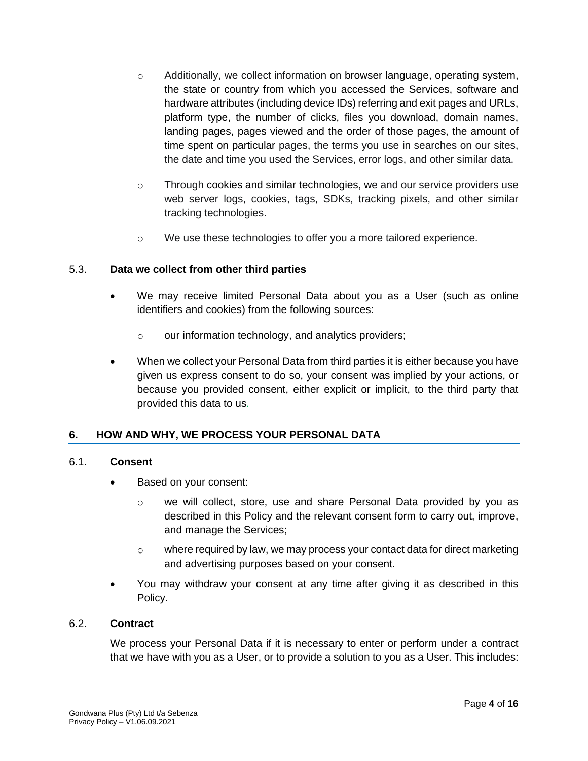- Additionally, we collect information on browser language, operating system, the state or country from which you accessed the Services, software and hardware attributes (including device IDs) referring and exit pages and URLs, platform type, the number of clicks, files you download, domain names, landing pages, pages viewed and the order of those pages, the amount of time spent on particular pages, the terms you use in searches on our sites, the date and time you used the Services, error logs, and other similar data.
  - Through cookies and similar technologies, we and our service providers use web server logs, cookies, tags, SDKs, tracking pixels, and other similar tracking technologies.
  - We use these technologies to offer you a more tailored experience.

### 5.3. Data we collect from other third parties

- We may receive limited Personal Data about you as a User (such as online identifiers and cookies) from the following sources:
  - our information technology, and analytics providers;
- When we collect your Personal Data from third parties it is either because you have given us express consent to do so, your consent was implied by your actions, or because you provided consent, either explicit or implicit, to the third party that provided this data to us.

## 6. HOW AND WHY, WE PROCESS YOUR PERSONAL DATA

### 6.1. Consent

- Based on your consent:
  - we will collect, store, use and share Personal Data provided by you as described in this Policy and the relevant consent form to carry out, improve, and manage the Services;
  - where required by law, we may process your contact data for direct marketing and advertising purposes based on your consent.
- You may withdraw your consent at any time after giving it as described in this Policy.

### 6.2. Contract

We process your Personal Data if it is necessary to enter or perform under a contract that we have with you as a User, or to provide a solution to you as a User. This includes: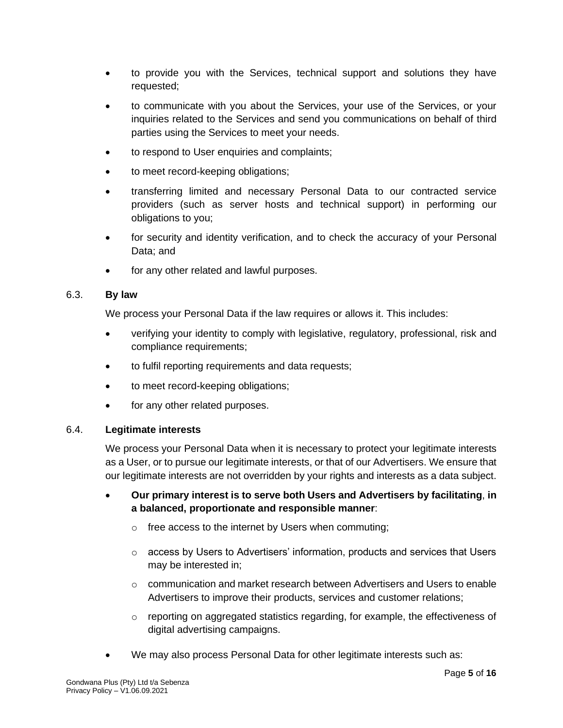- to provide you with the Services, technical support and solutions they have requested;
- to communicate with you about the Services, your use of the Services, or your inquiries related to the Services and send you communications on behalf of third parties using the Services to meet your needs.
- to respond to User enquiries and complaints;
- to meet record-keeping obligations;
- transferring limited and necessary Personal Data to our contracted service providers (such as server hosts and technical support) in performing our obligations to you;
- for security and identity verification, and to check the accuracy of your Personal Data; and
- for any other related and lawful purposes.

### 6.3. By law

We process your Personal Data if the law requires or allows it. This includes:

- verifying your identity to comply with legislative, regulatory, professional, risk and compliance requirements;
- to fulfil reporting requirements and data requests;
- to meet record-keeping obligations;
- for any other related purposes.

### 6.4. Legitimate interests

We process your Personal Data when it is necessary to protect your legitimate interests as a User, or to pursue our legitimate interests, or that of our Advertisers. We ensure that our legitimate interests are not overridden by your rights and interests as a data subject.

- **Our primary interest is to serve both Users and Advertisers by facilitating**, **in a balanced, proportionate and responsible manner**:
  - free access to the internet by Users when commuting;
  - access by Users to Advertisers' information, products and services that Users may be interested in;
  - communication and market research between Advertisers and Users to enable Advertisers to improve their products, services and customer relations;
  - reporting on aggregated statistics regarding, for example, the effectiveness of digital advertising campaigns.
- We may also process Personal Data for other legitimate interests such as: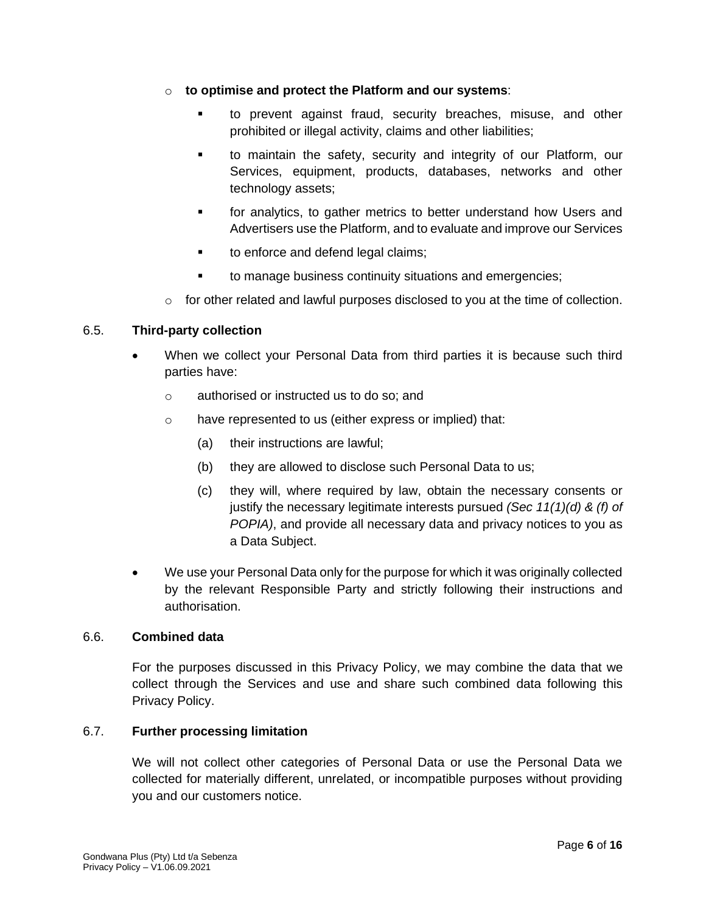- **to optimise and protect the Platform and our systems**:
  - to prevent against fraud, security breaches, misuse, and other prohibited or illegal activity, claims and other liabilities;
  - to maintain the safety, security and integrity of our Platform, our Services, equipment, products, databases, networks and other technology assets;
  - for analytics, to gather metrics to better understand how Users and Advertisers use the Platform, and to evaluate and improve our Services
  - to enforce and defend legal claims;
  - to manage business continuity situations and emergencies;
- for other related and lawful purposes disclosed to you at the time of collection.

### 6.5. Third-party collection

- When we collect your Personal Data from third parties it is because such third parties have:
  - authorised or instructed us to do so; and
  - have represented to us (either express or implied) that:
    - (a) their instructions are lawful;
    - (b) they are allowed to disclose such Personal Data to us;
    - (c) they will, where required by law, obtain the necessary consents or justify the necessary legitimate interests pursued *(Sec 11(1)(d) & (f) of POPIA)*, and provide all necessary data and privacy notices to you as a Data Subject.
- We use your Personal Data only for the purpose for which it was originally collected by the relevant Responsible Party and strictly following their instructions and authorisation.

### 6.6. Combined data

For the purposes discussed in this Privacy Policy, we may combine the data that we collect through the Services and use and share such combined data following this Privacy Policy.

### 6.7. Further processing limitation

We will not collect other categories of Personal Data or use the Personal Data we collected for materially different, unrelated, or incompatible purposes without providing you and our customers notice.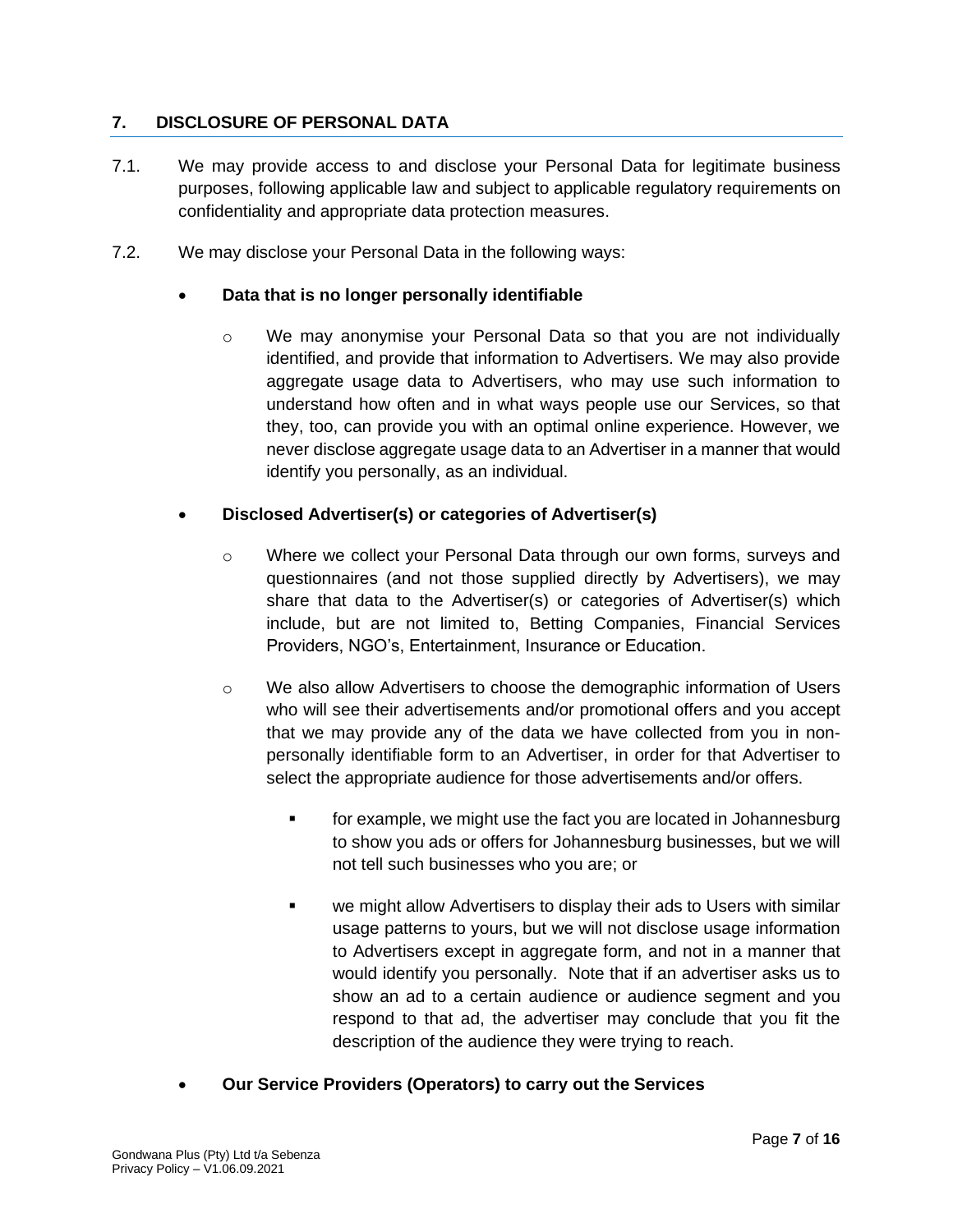## 7. DISCLOSURE OF PERSONAL DATA

7.1. We may provide access to and disclose your Personal Data for legitimate business purposes, following applicable law and subject to applicable regulatory requirements on confidentiality and appropriate data protection measures.

7.2. We may disclose your Personal Data in the following ways:

- **Data that is no longer personally identifiable**
  - We may anonymise your Personal Data so that you are not individually identified, and provide that information to Advertisers. We may also provide aggregate usage data to Advertisers, who may use such information to understand how often and in what ways people use our Services, so that they, too, can provide you with an optimal online experience. However, we never disclose aggregate usage data to an Advertiser in a manner that would identify you personally, as an individual.

- **Disclosed Advertiser(s) or categories of Advertiser(s)**
  - Where we collect your Personal Data through our own forms, surveys and questionnaires (and not those supplied directly by Advertisers), we may share that data to the Advertiser(s) or categories of Advertiser(s) which include, but are not limited to, Betting Companies, Financial Services Providers, NGO's, Entertainment, Insurance or Education.
  - We also allow Advertisers to choose the demographic information of Users who will see their advertisements and/or promotional offers and you accept that we may provide any of the data we have collected from you in non-personally identifiable form to an Advertiser, in order for that Advertiser to select the appropriate audience for those advertisements and/or offers.
    - for example, we might use the fact you are located in Johannesburg to show you ads or offers for Johannesburg businesses, but we will not tell such businesses who you are; or
    - we might allow Advertisers to display their ads to Users with similar usage patterns to yours, but we will not disclose usage information to Advertisers except in aggregate form, and not in a manner that would identify you personally. Note that if an advertiser asks us to show an ad to a certain audience or audience segment and you respond to that ad, the advertiser may conclude that you fit the description of the audience they were trying to reach.

- **Our Service Providers (Operators) to carry out the Services**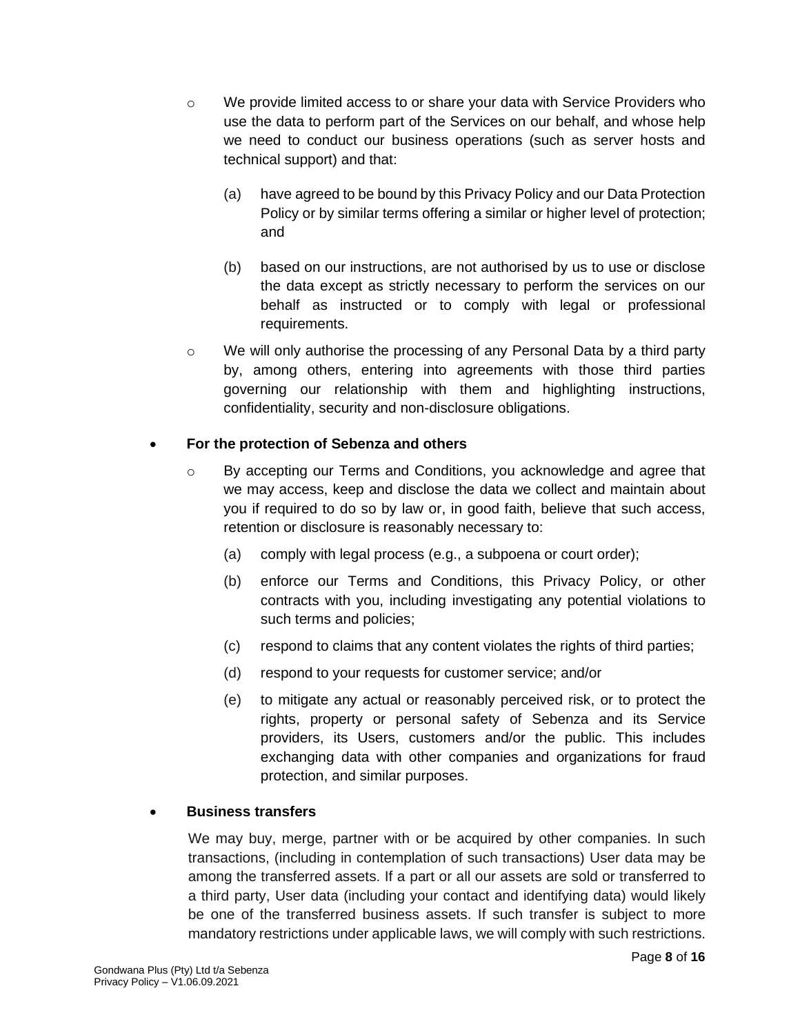- We provide limited access to or share your data with Service Providers who use the data to perform part of the Services on our behalf, and whose help we need to conduct our business operations (such as server hosts and technical support) and that:

    (a) have agreed to be bound by this Privacy Policy and our Data Protection Policy or by similar terms offering a similar or higher level of protection; and

    (b) based on our instructions, are not authorised by us to use or disclose the data except as strictly necessary to perform the services on our behalf as instructed or to comply with legal or professional requirements.

- We will only authorise the processing of any Personal Data by a third party by, among others, entering into agreements with those third parties governing our relationship with them and highlighting instructions, confidentiality, security and non-disclosure obligations.

- **For the protection of Sebenza and others**

    - By accepting our Terms and Conditions, you acknowledge and agree that we may access, keep and disclose the data we collect and maintain about you if required to do so by law or, in good faith, believe that such access, retention or disclosure is reasonably necessary to:

        (a) comply with legal process (e.g., a subpoena or court order);

        (b) enforce our Terms and Conditions, this Privacy Policy, or other contracts with you, including investigating any potential violations to such terms and policies;

        (c) respond to claims that any content violates the rights of third parties;

        (d) respond to your requests for customer service; and/or

        (e) to mitigate any actual or reasonably perceived risk, or to protect the rights, property or personal safety of Sebenza and its Service providers, its Users, customers and/or the public. This includes exchanging data with other companies and organizations for fraud protection, and similar purposes.

- **Business transfers**

    We may buy, merge, partner with or be acquired by other companies. In such transactions, (including in contemplation of such transactions) User data may be among the transferred assets. If a part or all our assets are sold or transferred to a third party, User data (including your contact and identifying data) would likely be one of the transferred business assets. If such transfer is subject to more mandatory restrictions under applicable laws, we will comply with such restrictions.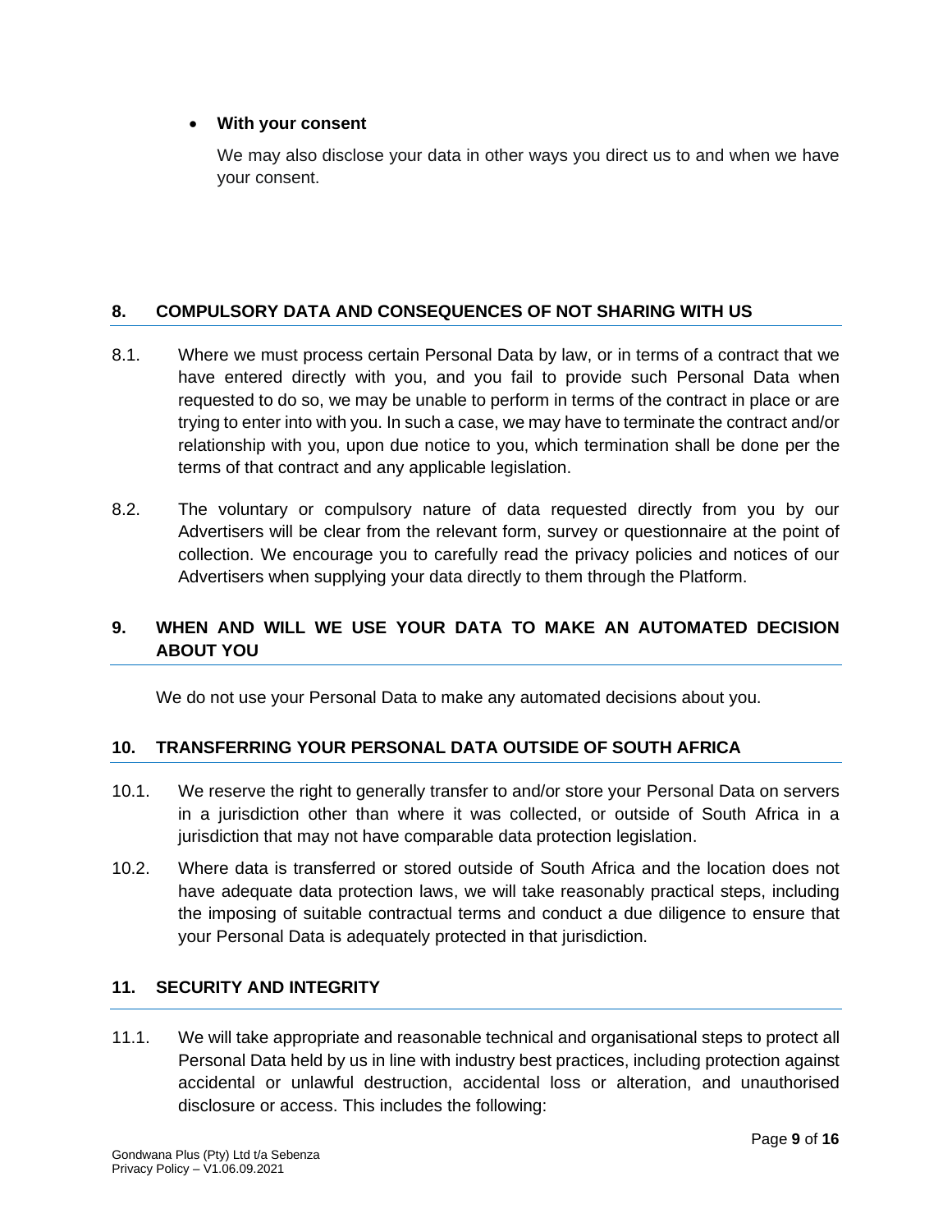- **With your consent**

  We may also disclose your data in other ways you direct us to and when we have your consent.

## 8. COMPULSORY DATA AND CONSEQUENCES OF NOT SHARING WITH US

8.1. Where we must process certain Personal Data by law, or in terms of a contract that we have entered directly with you, and you fail to provide such Personal Data when requested to do so, we may be unable to perform in terms of the contract in place or are trying to enter into with you. In such a case, we may have to terminate the contract and/or relationship with you, upon due notice to you, which termination shall be done per the terms of that contract and any applicable legislation.

8.2. The voluntary or compulsory nature of data requested directly from you by our Advertisers will be clear from the relevant form, survey or questionnaire at the point of collection. We encourage you to carefully read the privacy policies and notices of our Advertisers when supplying your data directly to them through the Platform.

## 9. WHEN AND WILL WE USE YOUR DATA TO MAKE AN AUTOMATED DECISION ABOUT YOU

We do not use your Personal Data to make any automated decisions about you.

## 10. TRANSFERRING YOUR PERSONAL DATA OUTSIDE OF SOUTH AFRICA

10.1. We reserve the right to generally transfer to and/or store your Personal Data on servers in a jurisdiction other than where it was collected, or outside of South Africa in a jurisdiction that may not have comparable data protection legislation.

10.2. Where data is transferred or stored outside of South Africa and the location does not have adequate data protection laws, we will take reasonably practical steps, including the imposing of suitable contractual terms and conduct a due diligence to ensure that your Personal Data is adequately protected in that jurisdiction.

## 11. SECURITY AND INTEGRITY

11.1. We will take appropriate and reasonable technical and organisational steps to protect all Personal Data held by us in line with industry best practices, including protection against accidental or unlawful destruction, accidental loss or alteration, and unauthorised disclosure or access. This includes the following: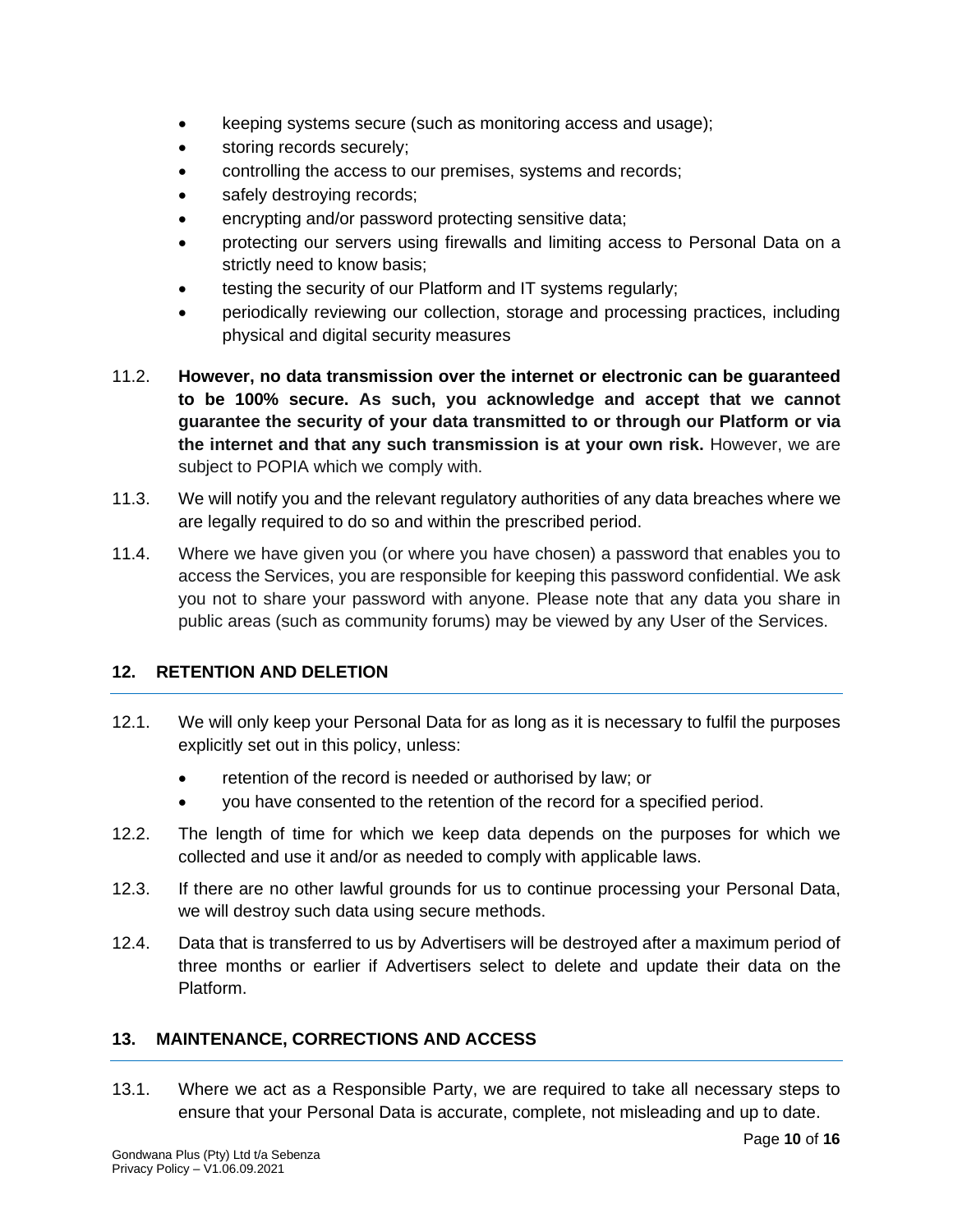- keeping systems secure (such as monitoring access and usage);
- storing records securely;
- controlling the access to our premises, systems and records;
- safely destroying records;
- encrypting and/or password protecting sensitive data;
- protecting our servers using firewalls and limiting access to Personal Data on a strictly need to know basis;
- testing the security of our Platform and IT systems regularly;
- periodically reviewing our collection, storage and processing practices, including physical and digital security measures

11.2. **However, no data transmission over the internet or electronic can be guaranteed to be 100% secure. As such, you acknowledge and accept that we cannot guarantee the security of your data transmitted to or through our Platform or via the internet and that any such transmission is at your own risk.** However, we are subject to POPIA which we comply with.

11.3. We will notify you and the relevant regulatory authorities of any data breaches where we are legally required to do so and within the prescribed period.

11.4. Where we have given you (or where you have chosen) a password that enables you to access the Services, you are responsible for keeping this password confidential. We ask you not to share your password with anyone. Please note that any data you share in public areas (such as community forums) may be viewed by any User of the Services.

## 12. RETENTION AND DELETION

12.1. We will only keep your Personal Data for as long as it is necessary to fulfil the purposes explicitly set out in this policy, unless:

- retention of the record is needed or authorised by law; or
- you have consented to the retention of the record for a specified period.

12.2. The length of time for which we keep data depends on the purposes for which we collected and use it and/or as needed to comply with applicable laws.

12.3. If there are no other lawful grounds for us to continue processing your Personal Data, we will destroy such data using secure methods.

12.4. Data that is transferred to us by Advertisers will be destroyed after a maximum period of three months or earlier if Advertisers select to delete and update their data on the Platform.

## 13. MAINTENANCE, CORRECTIONS AND ACCESS

13.1. Where we act as a Responsible Party, we are required to take all necessary steps to ensure that your Personal Data is accurate, complete, not misleading and up to date.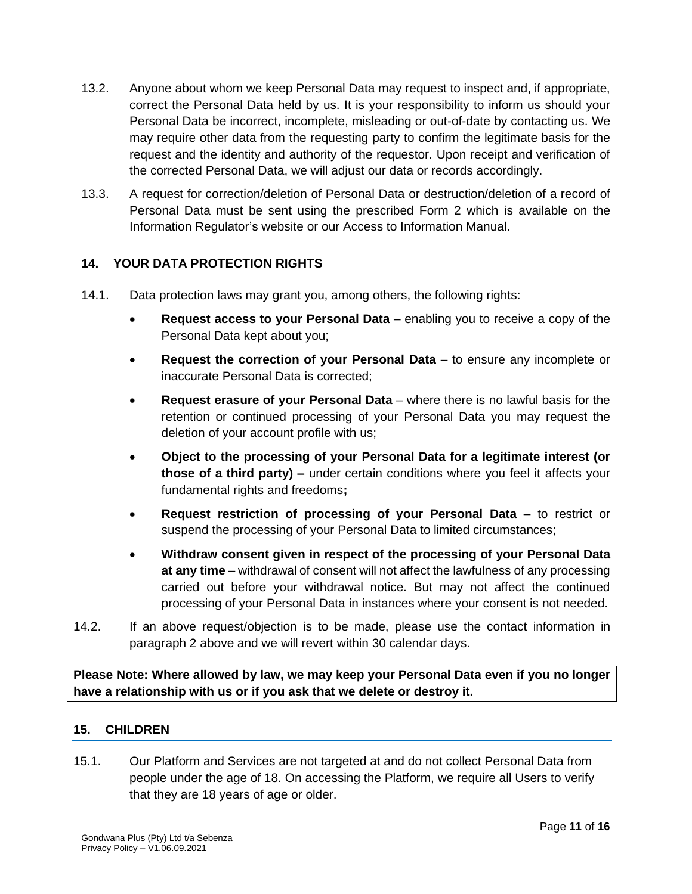13.2. Anyone about whom we keep Personal Data may request to inspect and, if appropriate, correct the Personal Data held by us. It is your responsibility to inform us should your Personal Data be incorrect, incomplete, misleading or out-of-date by contacting us. We may require other data from the requesting party to confirm the legitimate basis for the request and the identity and authority of the requestor. Upon receipt and verification of the corrected Personal Data, we will adjust our data or records accordingly.

13.3. A request for correction/deletion of Personal Data or destruction/deletion of a record of Personal Data must be sent using the prescribed Form 2 which is available on the Information Regulator's website or our Access to Information Manual.

## 14. YOUR DATA PROTECTION RIGHTS

14.1. Data protection laws may grant you, among others, the following rights:

- **Request access to your Personal Data** – enabling you to receive a copy of the Personal Data kept about you;
- **Request the correction of your Personal Data** – to ensure any incomplete or inaccurate Personal Data is corrected;
- **Request erasure of your Personal Data** – where there is no lawful basis for the retention or continued processing of your Personal Data you may request the deletion of your account profile with us;
- **Object to the processing of your Personal Data for a legitimate interest (or those of a third party) –** under certain conditions where you feel it affects your fundamental rights and freedoms**;**
- **Request restriction of processing of your Personal Data** – to restrict or suspend the processing of your Personal Data to limited circumstances;
- **Withdraw consent given in respect of the processing of your Personal Data at any time** – withdrawal of consent will not affect the lawfulness of any processing carried out before your withdrawal notice. But may not affect the continued processing of your Personal Data in instances where your consent is not needed.

14.2. If an above request/objection is to be made, please use the contact information in paragraph 2 above and we will revert within 30 calendar days.

**Please Note: Where allowed by law, we may keep your Personal Data even if you no longer have a relationship with us or if you ask that we delete or destroy it.**

## 15. CHILDREN

15.1. Our Platform and Services are not targeted at and do not collect Personal Data from people under the age of 18. On accessing the Platform, we require all Users to verify that they are 18 years of age or older.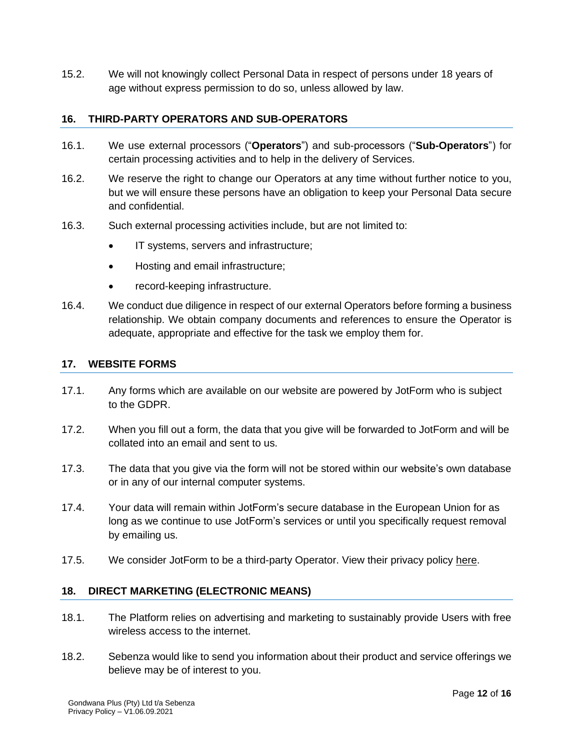15.2. We will not knowingly collect Personal Data in respect of persons under 18 years of age without express permission to do so, unless allowed by law.

## 16. THIRD-PARTY OPERATORS AND SUB-OPERATORS

16.1. We use external processors ("**Operators**") and sub-processors ("**Sub-Operators**") for certain processing activities and to help in the delivery of Services.

16.2. We reserve the right to change our Operators at any time without further notice to you, but we will ensure these persons have an obligation to keep your Personal Data secure and confidential.

16.3. Such external processing activities include, but are not limited to:

- IT systems, servers and infrastructure;
- Hosting and email infrastructure;
- record-keeping infrastructure.

16.4. We conduct due diligence in respect of our external Operators before forming a business relationship. We obtain company documents and references to ensure the Operator is adequate, appropriate and effective for the task we employ them for.

## 17. WEBSITE FORMS

17.1. Any forms which are available on our website are powered by JotForm who is subject to the GDPR.

17.2. When you fill out a form, the data that you give will be forwarded to JotForm and will be collated into an email and sent to us.

17.3. The data that you give via the form will not be stored within our website's own database or in any of our internal computer systems.

17.4. Your data will remain within JotForm's secure database in the European Union for as long as we continue to use JotForm's services or until you specifically request removal by emailing us.

17.5. We consider JotForm to be a third-party Operator. View their privacy policy here.

## 18. DIRECT MARKETING (ELECTRONIC MEANS)

18.1. The Platform relies on advertising and marketing to sustainably provide Users with free wireless access to the internet.

18.2. Sebenza would like to send you information about their product and service offerings we believe may be of interest to you.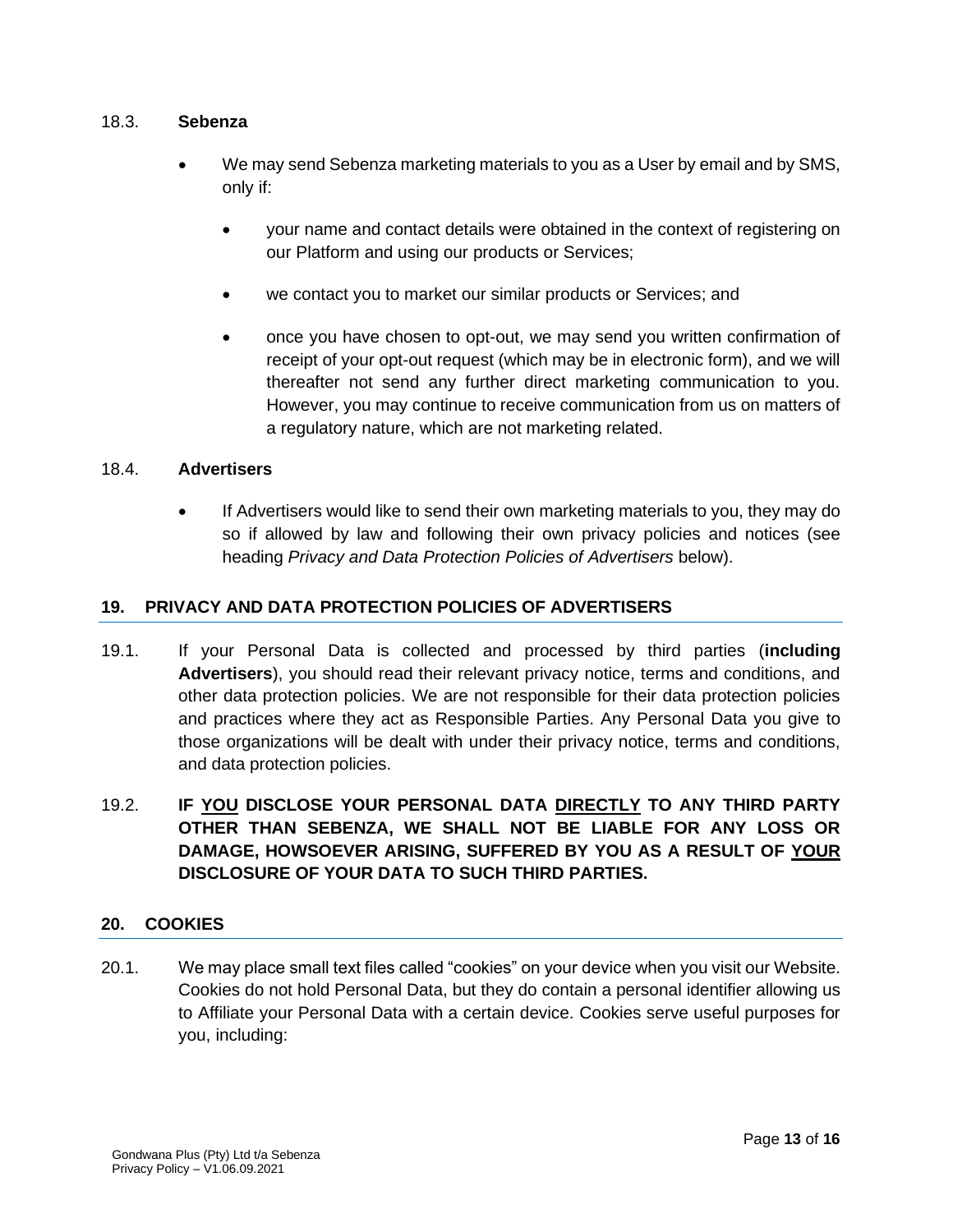18.3. **Sebenza**

- We may send Sebenza marketing materials to you as a User by email and by SMS, only if:
  - your name and contact details were obtained in the context of registering on our Platform and using our products or Services;
  - we contact you to market our similar products or Services; and
  - once you have chosen to opt-out, we may send you written confirmation of receipt of your opt-out request (which may be in electronic form), and we will thereafter not send any further direct marketing communication to you. However, you may continue to receive communication from us on matters of a regulatory nature, which are not marketing related.

18.4. **Advertisers**

- If Advertisers would like to send their own marketing materials to you, they may do so if allowed by law and following their own privacy policies and notices (see heading *Privacy and Data Protection Policies of Advertisers* below).

## 19. PRIVACY AND DATA PROTECTION POLICIES OF ADVERTISERS

19.1. If your Personal Data is collected and processed by third parties (**including Advertisers**), you should read their relevant privacy notice, terms and conditions, and other data protection policies. We are not responsible for their data protection policies and practices where they act as Responsible Parties. Any Personal Data you give to those organizations will be dealt with under their privacy notice, terms and conditions, and data protection policies.

19.2. **IF <u>YOU</u> DISCLOSE YOUR PERSONAL DATA <u>DIRECTLY</u> TO ANY THIRD PARTY OTHER THAN SEBENZA, WE SHALL NOT BE LIABLE FOR ANY LOSS OR DAMAGE, HOWSOEVER ARISING, SUFFERED BY YOU AS A RESULT OF <u>YOUR</u> DISCLOSURE OF YOUR DATA TO SUCH THIRD PARTIES.**

## 20. COOKIES

20.1. We may place small text files called "cookies" on your device when you visit our Website. Cookies do not hold Personal Data, but they do contain a personal identifier allowing us to Affiliate your Personal Data with a certain device. Cookies serve useful purposes for you, including: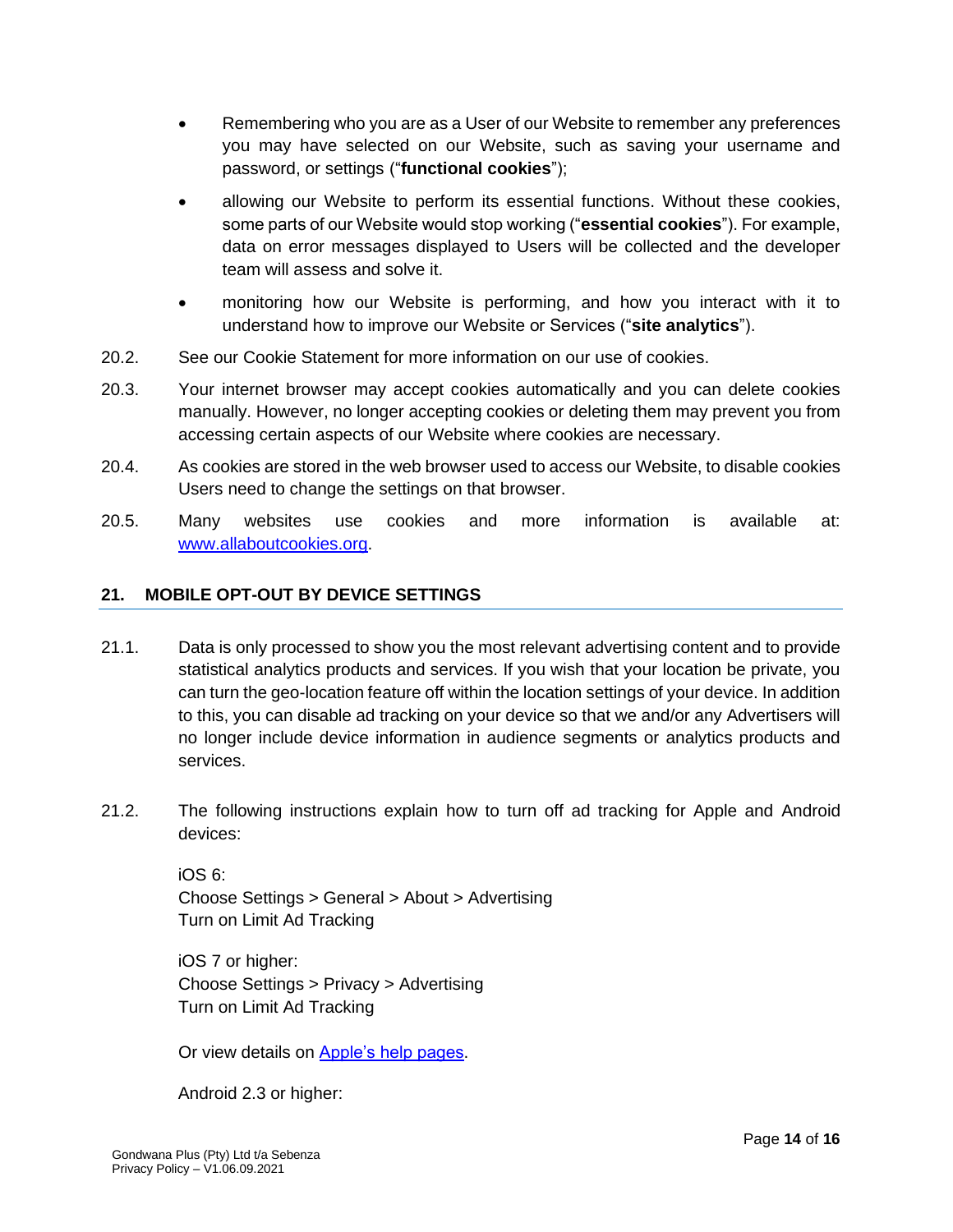- Remembering who you are as a User of our Website to remember any preferences you may have selected on our Website, such as saving your username and password, or settings ("**functional cookies**");
- allowing our Website to perform its essential functions. Without these cookies, some parts of our Website would stop working ("**essential cookies**"). For example, data on error messages displayed to Users will be collected and the developer team will assess and solve it.
- monitoring how our Website is performing, and how you interact with it to understand how to improve our Website or Services ("**site analytics**").

20.2. See our Cookie Statement for more information on our use of cookies.

20.3. Your internet browser may accept cookies automatically and you can delete cookies manually. However, no longer accepting cookies or deleting them may prevent you from accessing certain aspects of our Website where cookies are necessary.

20.4. As cookies are stored in the web browser used to access our Website, to disable cookies Users need to change the settings on that browser.

20.5. Many websites use cookies and more information is available at: [www.allaboutcookies.org](http://www.allaboutcookies.org).

## 21. MOBILE OPT-OUT BY DEVICE SETTINGS

21.1. Data is only processed to show you the most relevant advertising content and to provide statistical analytics products and services. If you wish that your location be private, you can turn the geo-location feature off within the location settings of your device. In addition to this, you can disable ad tracking on your device so that we and/or any Advertisers will no longer include device information in audience segments or analytics products and services.

21.2. The following instructions explain how to turn off ad tracking for Apple and Android devices:

iOS 6:
Choose Settings > General > About > Advertising
Turn on Limit Ad Tracking

iOS 7 or higher:
Choose Settings > Privacy > Advertising
Turn on Limit Ad Tracking

Or view details on [Apple's help pages](#).

Android 2.3 or higher: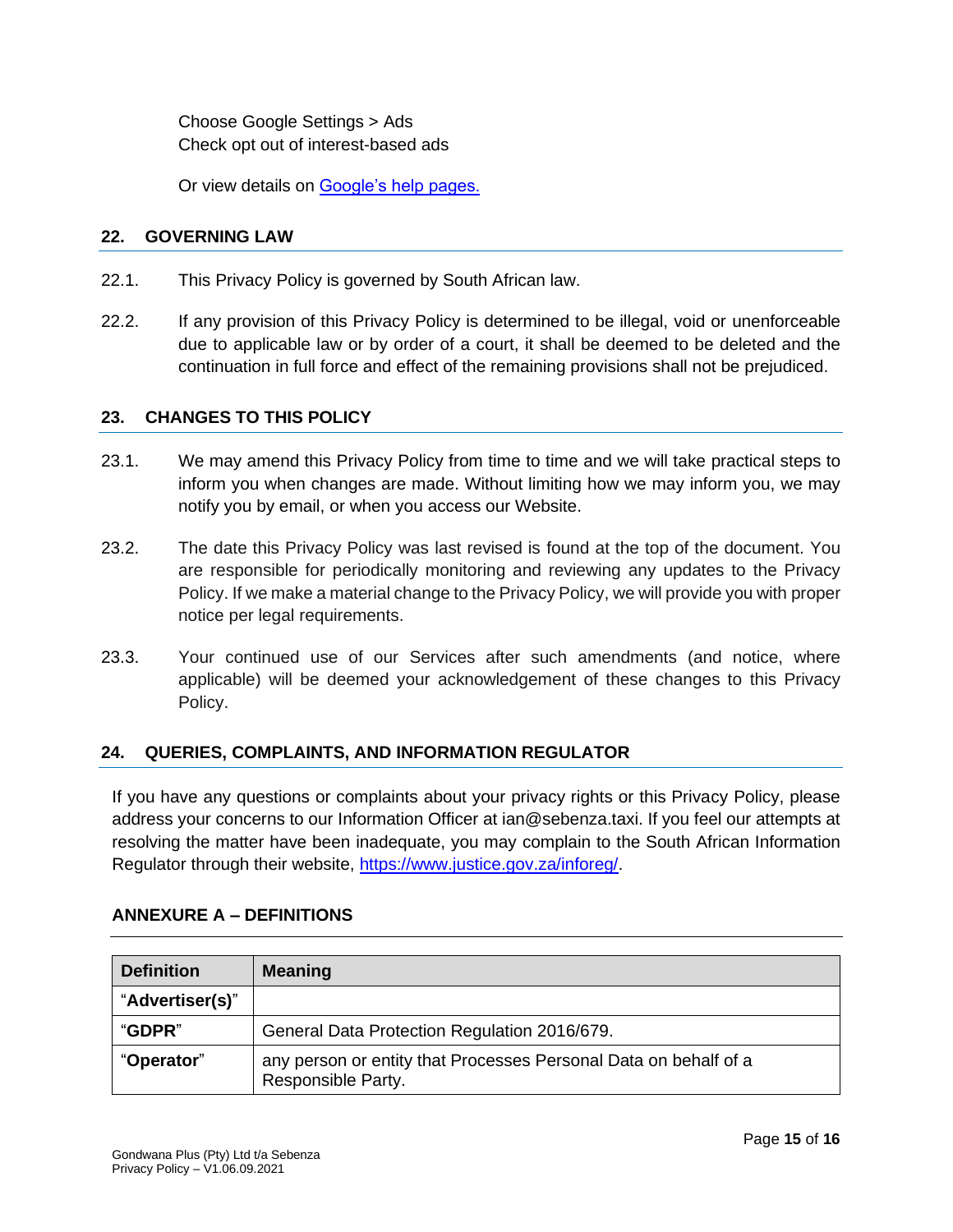Choose Google Settings > Ads
Check opt out of interest-based ads

Or view details on [Google's help pages.]()

## 22. GOVERNING LAW

22.1. This Privacy Policy is governed by South African law.

22.2. If any provision of this Privacy Policy is determined to be illegal, void or unenforceable due to applicable law or by order of a court, it shall be deemed to be deleted and the continuation in full force and effect of the remaining provisions shall not be prejudiced.

## 23. CHANGES TO THIS POLICY

23.1. We may amend this Privacy Policy from time to time and we will take practical steps to inform you when changes are made. Without limiting how we may inform you, we may notify you by email, or when you access our Website.

23.2. The date this Privacy Policy was last revised is found at the top of the document. You are responsible for periodically monitoring and reviewing any updates to the Privacy Policy. If we make a material change to the Privacy Policy, we will provide you with proper notice per legal requirements.

23.3. Your continued use of our Services after such amendments (and notice, where applicable) will be deemed your acknowledgement of these changes to this Privacy Policy.

## 24. QUERIES, COMPLAINTS, AND INFORMATION REGULATOR

If you have any questions or complaints about your privacy rights or this Privacy Policy, please address your concerns to our Information Officer at ian@sebenza.taxi. If you feel our attempts at resolving the matter have been inadequate, you may complain to the South African Information Regulator through their website, https://www.justice.gov.za/inforeg/.

## ANNEXURE A – DEFINITIONS

| Definition | Meaning |
|---|---|
| "**Advertiser(s)**" | |
| "**GDPR**" | General Data Protection Regulation 2016/679. |
| "**Operator**" | any person or entity that Processes Personal Data on behalf of a Responsible Party. |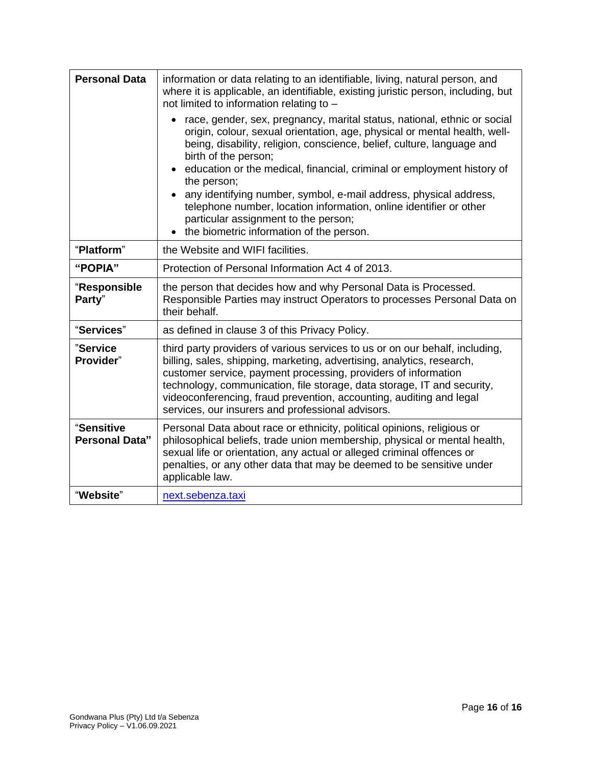| | |
|---|---|
| **Personal Data** | information or data relating to an identifiable, living, natural person, and where it is applicable, an identifiable, existing juristic person, including, but not limited to information relating to – <br>• race, gender, sex, pregnancy, marital status, national, ethnic or social origin, colour, sexual orientation, age, physical or mental health, well-being, disability, religion, conscience, belief, culture, language and birth of the person; <br>• education or the medical, financial, criminal or employment history of the person; <br>• any identifying number, symbol, e-mail address, physical address, telephone number, location information, online identifier or other particular assignment to the person; <br>• the biometric information of the person. |
| "**Platform**" | the Website and WIFI facilities. |
| **"POPIA"** | Protection of Personal Information Act 4 of 2013. |
| "**Responsible Party**" | the person that decides how and why Personal Data is Processed. Responsible Parties may instruct Operators to processes Personal Data on their behalf. |
| "**Services**" | as defined in clause 3 of this Privacy Policy. |
| "**Service Provider**" | third party providers of various services to us or on our behalf, including, billing, sales, shipping, marketing, advertising, analytics, research, customer service, payment processing, providers of information technology, communication, file storage, data storage, IT and security, videoconferencing, fraud prevention, accounting, auditing and legal services, our insurers and professional advisors. |
| "**Sensitive Personal Data"** | Personal Data about race or ethnicity, political opinions, religious or philosophical beliefs, trade union membership, physical or mental health, sexual life or orientation, any actual or alleged criminal offences or penalties, or any other data that may be deemed to be sensitive under applicable law. |
| "**Website**" | [next.sebenza.taxi](next.sebenza.taxi) |